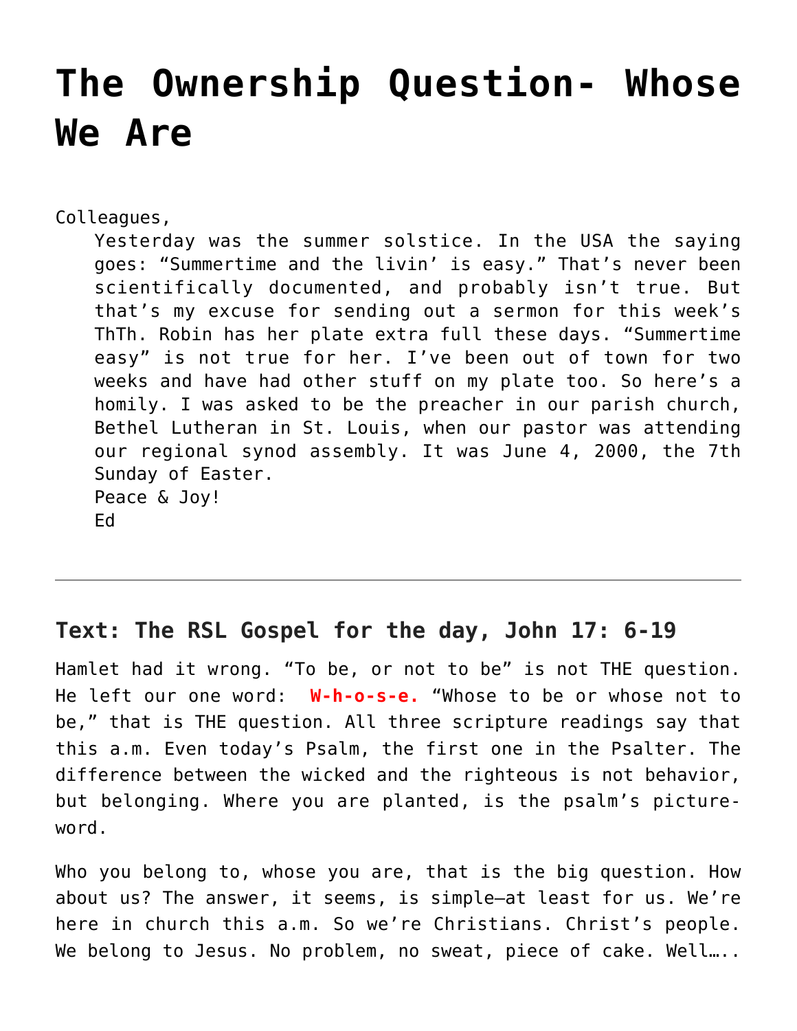# The Ownership Question- Whose We Are

Colleagues,

Yesterday was the summer solstice. In the USA the saying goes: “Summertime and the livin’ is easy.” That’s never been scientifically documented, and probably isn’t true. But that’s my excuse for sending out a sermon for this week’s ThTh. Robin has her plate extra full these days. “Summertime easy” is not true for her. I’ve been out of town for two weeks and have had other stuff on my plate too. So here’s a homily. I was asked to be the preacher in our parish church, Bethel Lutheran in St. Louis, when our pastor was attending our regional synod assembly. It was June 4, 2000, the 7th Sunday of Easter.

Peace & Joy!
Ed

---

## Text: The RSL Gospel for the day, John 17: 6-19

Hamlet had it wrong. “To be, or not to be” is not THE question. He left our one word: **W-h-o-s-e.** “Whose to be or whose not to be,” that is THE question. All three scripture readings say that this a.m. Even today’s Psalm, the first one in the Psalter. The difference between the wicked and the righteous is not behavior, but belonging. Where you are planted, is the psalm’s picture-word.

Who you belong to, whose you are, that is the big question. How about us? The answer, it seems, is simple—at least for us. We’re here in church this a.m. So we’re Christians. Christ’s people. We belong to Jesus. No problem, no sweat, piece of cake. Well…..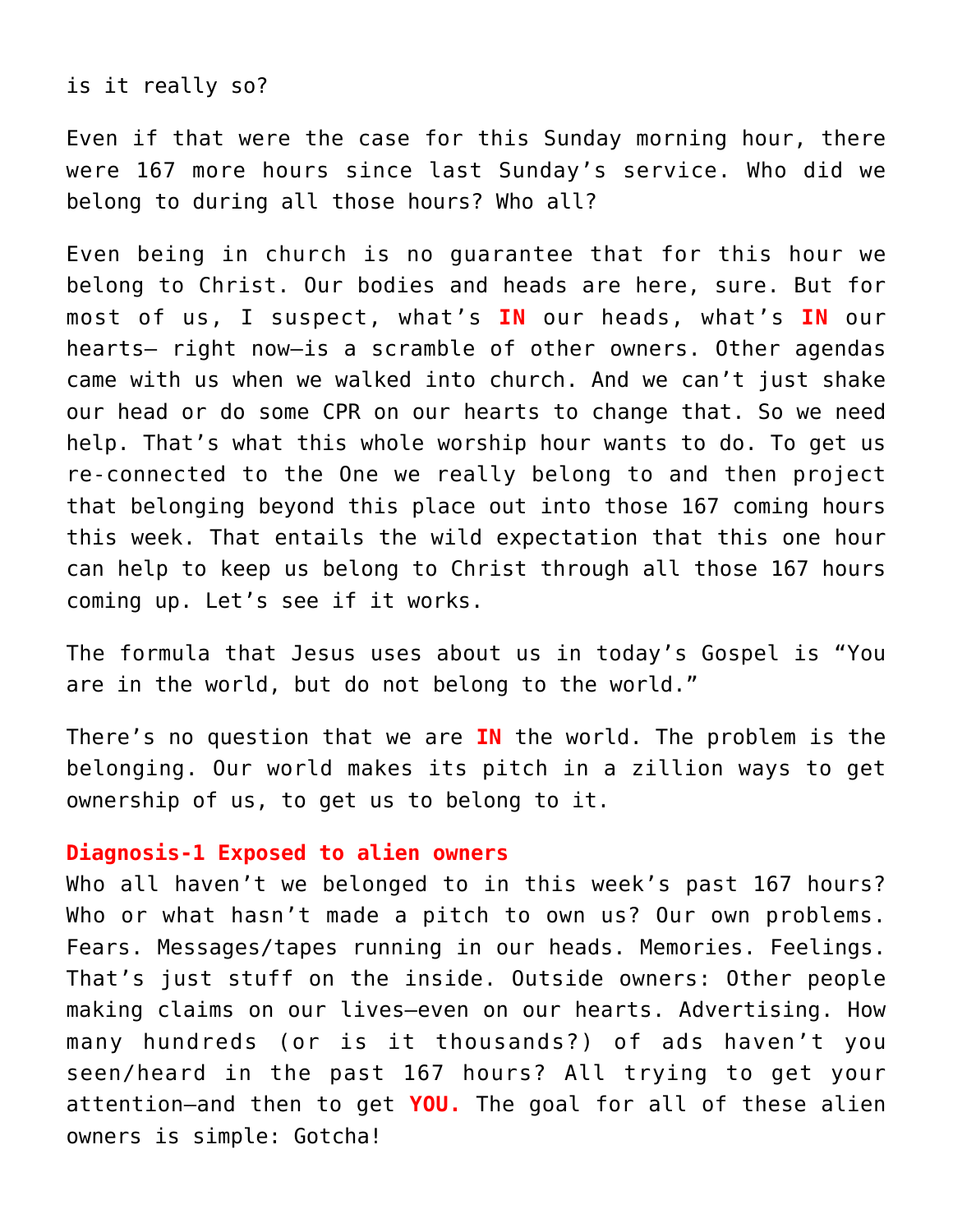is it really so?

Even if that were the case for this Sunday morning hour, there were 167 more hours since last Sunday's service. Who did we belong to during all those hours? Who all?

Even being in church is no guarantee that for this hour we belong to Christ. Our bodies and heads are here, sure. But for most of us, I suspect, what's **IN** our heads, what's **IN** our hearts— right now—is a scramble of other owners. Other agendas came with us when we walked into church. And we can't just shake our head or do some CPR on our hearts to change that. So we need help. That's what this whole worship hour wants to do. To get us re-connected to the One we really belong to and then project that belonging beyond this place out into those 167 coming hours this week. That entails the wild expectation that this one hour can help to keep us belong to Christ through all those 167 hours coming up. Let's see if it works.

The formula that Jesus uses about us in today's Gospel is "You are in the world, but do not belong to the world."

There's no question that we are **IN** the world. The problem is the belonging. Our world makes its pitch in a zillion ways to get ownership of us, to get us to belong to it.

**Diagnosis-1 Exposed to alien owners**

Who all haven't we belonged to in this week's past 167 hours? Who or what hasn't made a pitch to own us? Our own problems. Fears. Messages/tapes running in our heads. Memories. Feelings. That's just stuff on the inside. Outside owners: Other people making claims on our lives—even on our hearts. Advertising. How many hundreds (or is it thousands?) of ads haven't you seen/heard in the past 167 hours? All trying to get your attention—and then to get **YOU.** The goal for all of these alien owners is simple: Gotcha!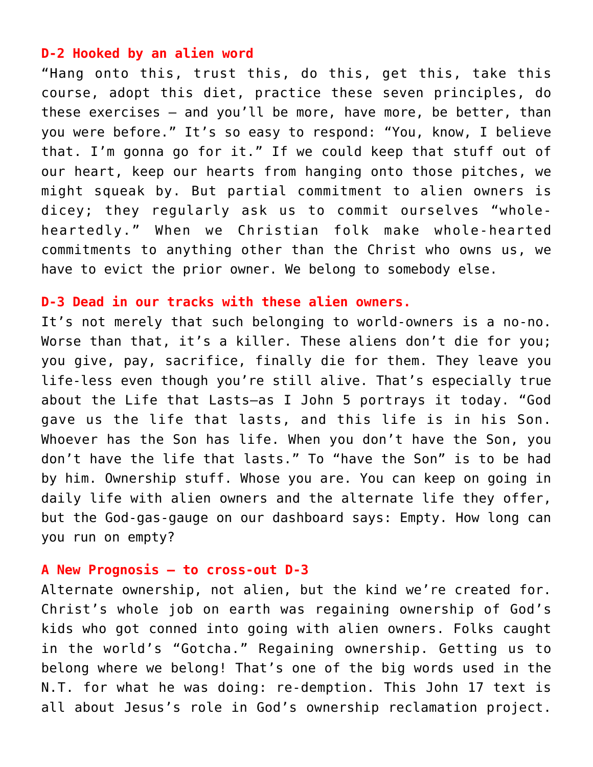### D-2 Hooked by an alien word

"Hang onto this, trust this, do this, get this, take this course, adopt this diet, practice these seven principles, do these exercises – and you'll be more, have more, be better, than you were before." It's so easy to respond: "You, know, I believe that. I'm gonna go for it." If we could keep that stuff out of our heart, keep our hearts from hanging onto those pitches, we might squeak by. But partial commitment to alien owners is dicey; they regularly ask us to commit ourselves "whole-heartedly." When we Christian folk make whole-hearted commitments to anything other than the Christ who owns us, we have to evict the prior owner. We belong to somebody else.

### D-3 Dead in our tracks with these alien owners.

It's not merely that such belonging to world-owners is a no-no. Worse than that, it's a killer. These aliens don't die for you; you give, pay, sacrifice, finally die for them. They leave you life-less even though you're still alive. That's especially true about the Life that Lasts—as I John 5 portrays it today. "God gave us the life that lasts, and this life is in his Son. Whoever has the Son has life. When you don't have the Son, you don't have the life that lasts." To "have the Son" is to be had by him. Ownership stuff. Whose you are. You can keep on going in daily life with alien owners and the alternate life they offer, but the God-gas-gauge on our dashboard says: Empty. How long can you run on empty?

### A New Prognosis – to cross-out D-3

Alternate ownership, not alien, but the kind we're created for. Christ's whole job on earth was regaining ownership of God's kids who got conned into going with alien owners. Folks caught in the world's "Gotcha." Regaining ownership. Getting us to belong where we belong! That's one of the big words used in the N.T. for what he was doing: re-demption. This John 17 text is all about Jesus's role in God's ownership reclamation project.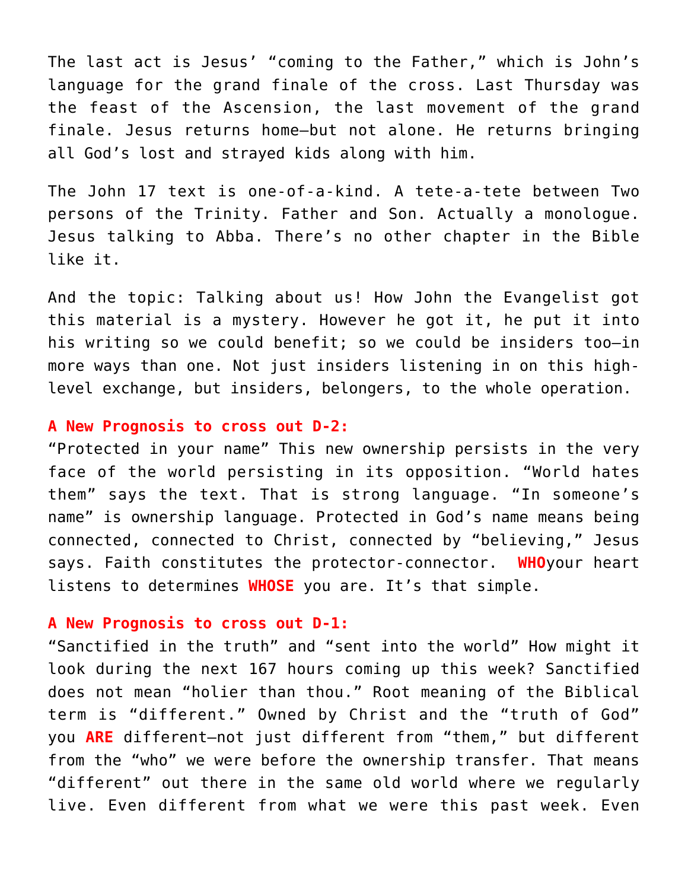The last act is Jesus' "coming to the Father," which is John's language for the grand finale of the cross. Last Thursday was the feast of the Ascension, the last movement of the grand finale. Jesus returns home—but not alone. He returns bringing all God's lost and strayed kids along with him.

The John 17 text is one-of-a-kind. A tete-a-tete between Two persons of the Trinity. Father and Son. Actually a monologue. Jesus talking to Abba. There's no other chapter in the Bible like it.

And the topic: Talking about us! How John the Evangelist got this material is a mystery. However he got it, he put it into his writing so we could benefit; so we could be insiders too—in more ways than one. Not just insiders listening in on this high-level exchange, but insiders, belongers, to the whole operation.

**A New Prognosis to cross out D-2:**
"Protected in your name" This new ownership persists in the very face of the world persisting in its opposition. "World hates them" says the text. That is strong language. "In someone's name" is ownership language. Protected in God's name means being connected, connected to Christ, connected by "believing," Jesus says. Faith constitutes the protector-connector. **WHO**your heart listens to determines **WHOSE** you are. It's that simple.

**A New Prognosis to cross out D-1:**
"Sanctified in the truth" and "sent into the world" How might it look during the next 167 hours coming up this week? Sanctified does not mean "holier than thou." Root meaning of the Biblical term is "different." Owned by Christ and the "truth of God" you **ARE** different—not just different from "them," but different from the "who" we were before the ownership transfer. That means "different" out there in the same old world where we regularly live. Even different from what we were this past week. Even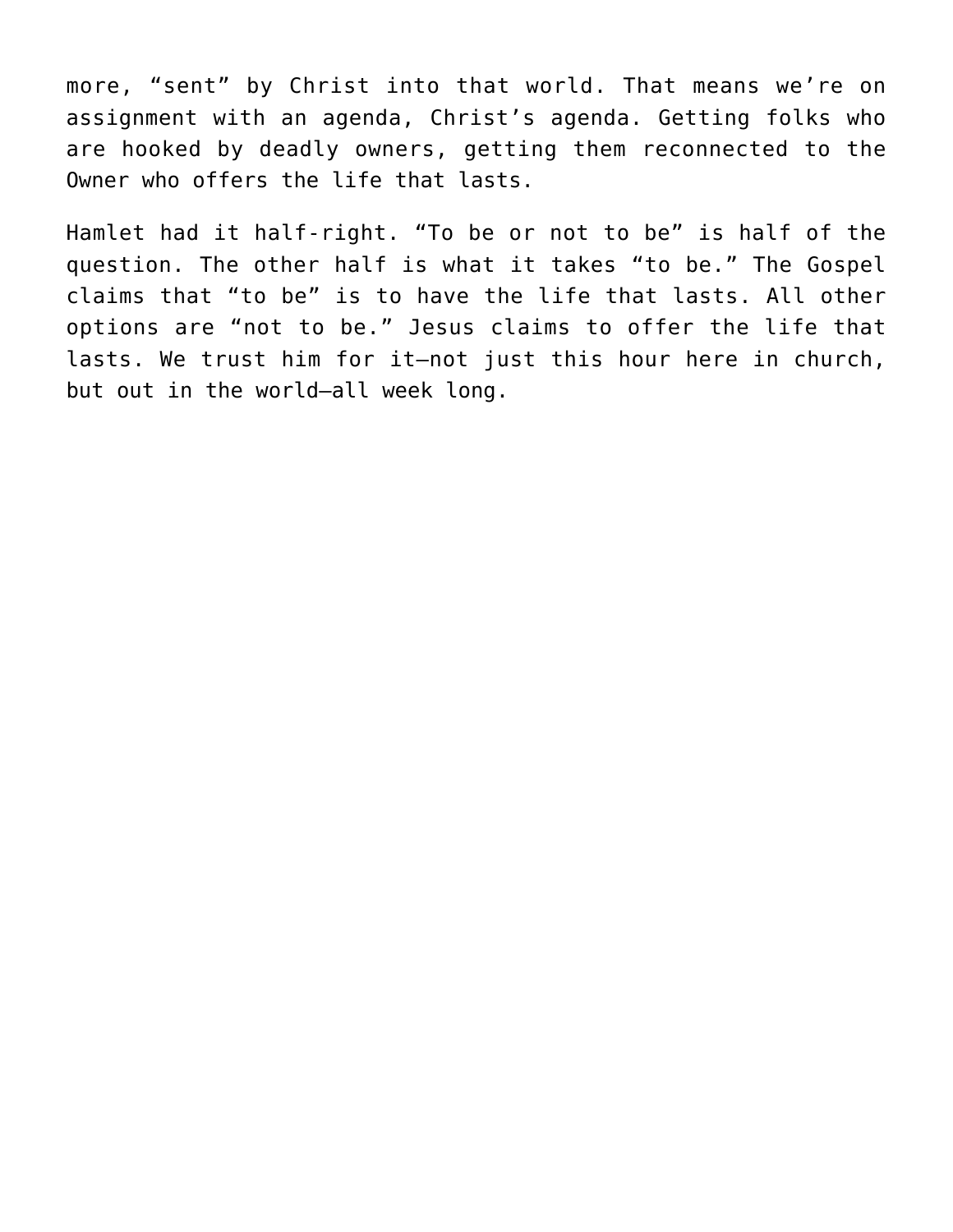more, “sent” by Christ into that world. That means we’re on assignment with an agenda, Christ’s agenda. Getting folks who are hooked by deadly owners, getting them reconnected to the Owner who offers the life that lasts.

Hamlet had it half-right. “To be or not to be” is half of the question. The other half is what it takes “to be.” The Gospel claims that “to be” is to have the life that lasts. All other options are “not to be.” Jesus claims to offer the life that lasts. We trust him for it—not just this hour here in church, but out in the world—all week long.